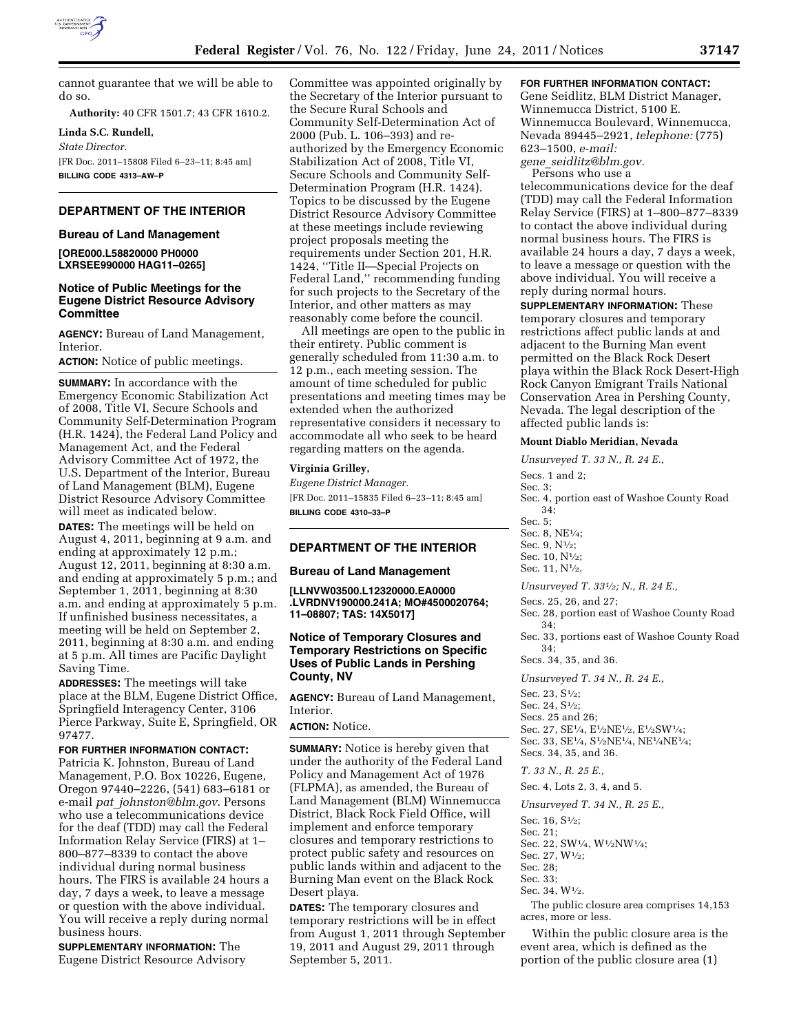cannot guarantee that we will be able to do so.

**Authority:** 40 CFR 1501.7; 43 CFR 1610.2.

**Linda S.C. Rundell,**

*State Director.*

[FR Doc. 2011–15808 Filed 6–23–11; 8:45 am]

**BILLING CODE 4313–AW–P**

## DEPARTMENT OF THE INTERIOR

### Bureau of Land Management

**[ORE000.L58820000 PH0000 LXRSEE990000 HAG11–0265]**

### Notice of Public Meetings for the Eugene District Resource Advisory Committee

**AGENCY:** Bureau of Land Management, Interior.

**ACTION:** Notice of public meetings.

**SUMMARY:** In accordance with the Emergency Economic Stabilization Act of 2008, Title VI, Secure Schools and Community Self-Determination Program (H.R. 1424), the Federal Land Policy and Management Act, and the Federal Advisory Committee Act of 1972, the U.S. Department of the Interior, Bureau of Land Management (BLM), Eugene District Resource Advisory Committee will meet as indicated below.

**DATES:** The meetings will be held on August 4, 2011, beginning at 9 a.m. and ending at approximately 12 p.m.; August 12, 2011, beginning at 8:30 a.m. and ending at approximately 5 p.m.; and September 1, 2011, beginning at 8:30 a.m. and ending at approximately 5 p.m. If unfinished business necessitates, a meeting will be held on September 2, 2011, beginning at 8:30 a.m. and ending at 5 p.m. All times are Pacific Daylight Saving Time.

**ADDRESSES:** The meetings will take place at the BLM, Eugene District Office, Springfield Interagency Center, 3106 Pierce Parkway, Suite E, Springfield, OR 97477.

**FOR FURTHER INFORMATION CONTACT:** Patricia K. Johnston, Bureau of Land Management, P.O. Box 10226, Eugene, Oregon 97440–2226, (541) 683–6181 or e-mail *pat_johnston@blm.gov*. Persons who use a telecommunications device for the deaf (TDD) may call the Federal Information Relay Service (FIRS) at 1–800–877–8339 to contact the above individual during normal business hours. The FIRS is available 24 hours a day, 7 days a week, to leave a message or question with the above individual. You will receive a reply during normal business hours.

**SUPPLEMENTARY INFORMATION:** The Eugene District Resource Advisory Committee was appointed originally by the Secretary of the Interior pursuant to the Secure Rural Schools and Community Self-Determination Act of 2000 (Pub. L. 106–393) and re-authorized by the Emergency Economic Stabilization Act of 2008, Title VI, Secure Schools and Community Self-Determination Program (H.R. 1424). Topics to be discussed by the Eugene District Resource Advisory Committee at these meetings include reviewing project proposals meeting the requirements under Section 201, H.R. 1424, "Title II—Special Projects on Federal Land," recommending funding for such projects to the Secretary of the Interior, and other matters as may reasonably come before the council.

All meetings are open to the public in their entirety. Public comment is generally scheduled from 11:30 a.m. to 12 p.m., each meeting session. The amount of time scheduled for public presentations and meeting times may be extended when the authorized representative considers it necessary to accommodate all who seek to be heard regarding matters on the agenda.

**Virginia Grilley,**

*Eugene District Manager.*

[FR Doc. 2011–15835 Filed 6–23–11; 8:45 am]

**BILLING CODE 4310–33–P**

## DEPARTMENT OF THE INTERIOR

### Bureau of Land Management

**[LLNVW03500.L12320000.EA0000 .LVRDNV190000.241A; MO#4500020764; 11–08807; TAS: 14X5017]**

### Notice of Temporary Closures and Temporary Restrictions on Specific Uses of Public Lands in Pershing County, NV

**AGENCY:** Bureau of Land Management, Interior.

**ACTION:** Notice.

**SUMMARY:** Notice is hereby given that under the authority of the Federal Land Policy and Management Act of 1976 (FLPMA), as amended, the Bureau of Land Management (BLM) Winnemucca District, Black Rock Field Office, will implement and enforce temporary closures and temporary restrictions to protect public safety and resources on public lands within and adjacent to the Burning Man event on the Black Rock Desert playa.

**DATES:** The temporary closures and temporary restrictions will be in effect from August 1, 2011 through September 19, 2011 and August 29, 2011 through September 5, 2011.

**FOR FURTHER INFORMATION CONTACT:** Gene Seidlitz, BLM District Manager, Winnemucca District, 5100 E. Winnemucca Boulevard, Winnemucca, Nevada 89445–2921, *telephone:* (775) 623–1500, *e-mail: gene_seidlitz@blm.gov.*

Persons who use a telecommunications device for the deaf (TDD) may call the Federal Information Relay Service (FIRS) at 1–800–877–8339 to contact the above individual during normal business hours. The FIRS is available 24 hours a day, 7 days a week, to leave a message or question with the above individual. You will receive a reply during normal hours.

**SUPPLEMENTARY INFORMATION:** These temporary closures and temporary restrictions affect public lands at and adjacent to the Burning Man event permitted on the Black Rock Desert playa within the Black Rock Desert-High Rock Canyon Emigrant Trails National Conservation Area in Pershing County, Nevada. The legal description of the affected public lands is:

**Mount Diablo Meridian, Nevada**

*Unsurveyed T. 33 N., R. 24 E.,*

Secs. 1 and 2;
Sec. 3;
Sec. 4, portion east of Washoe County Road 34;
Sec. 5;
Sec. 8, NE¼;
Sec. 9, N½;
Sec. 10, N½;
Sec. 11, N½.

*Unsurveyed T. 33½; N., R. 24 E.,*

Secs. 25, 26, and 27;
Sec. 28, portion east of Washoe County Road 34;
Sec. 33, portions east of Washoe County Road 34;
Secs. 34, 35, and 36.

*Unsurveyed T. 34 N., R. 24 E.,*

Sec. 23, S½;
Sec. 24, S½;
Secs. 25 and 26;
Sec. 27, SE¼, E½NE½, E½SW¼;
Sec. 33, SE¼, S½NE¼, NE¼NE¼;
Secs. 34, 35, and 36.

*T. 33 N., R. 25 E.,*

Sec. 4, Lots 2, 3, 4, and 5.

*Unsurveyed T. 34 N., R. 25 E.,*

Sec. 16, S½;
Sec. 21;
Sec. 22, SW¼, W½NW¼;
Sec. 27, W½;
Sec. 28;
Sec. 33;
Sec. 34, W½.

The public closure area comprises 14,153 acres, more or less.

Within the public closure area is the event area, which is defined as the portion of the public closure area (1)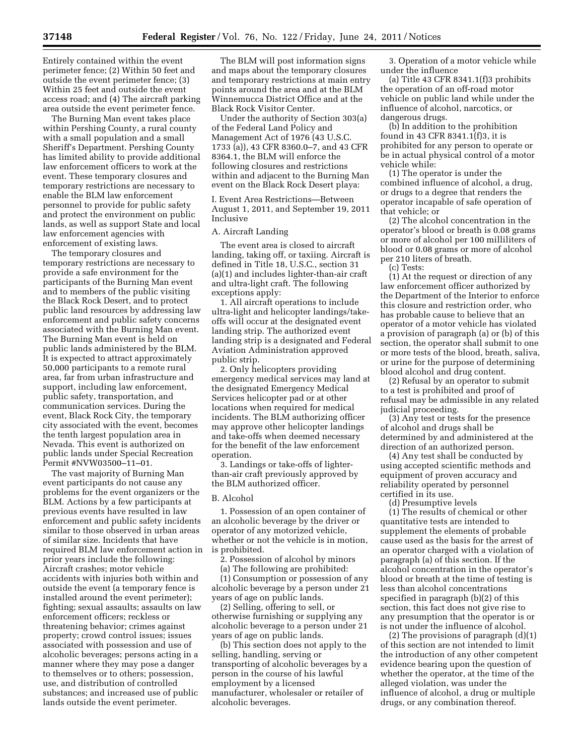Entirely contained within the event perimeter fence; (2) Within 50 feet and outside the event perimeter fence; (3) Within 25 feet and outside the event access road; and (4) The aircraft parking area outside the event perimeter fence.

The Burning Man event takes place within Pershing County, a rural county with a small population and a small Sheriff's Department. Pershing County has limited ability to provide additional law enforcement officers to work at the event. These temporary closures and temporary restrictions are necessary to enable the BLM law enforcement personnel to provide for public safety and protect the environment on public lands, as well as support State and local law enforcement agencies with enforcement of existing laws.

The temporary closures and temporary restrictions are necessary to provide a safe environment for the participants of the Burning Man event and to members of the public visiting the Black Rock Desert, and to protect public land resources by addressing law enforcement and public safety concerns associated with the Burning Man event. The Burning Man event is held on public lands administered by the BLM. It is expected to attract approximately 50,000 participants to a remote rural area, far from urban infrastructure and support, including law enforcement, public safety, transportation, and communication services. During the event, Black Rock City, the temporary city associated with the event, becomes the tenth largest population area in Nevada. This event is authorized on public lands under Special Recreation Permit #NVW03500–11–01.

The vast majority of Burning Man event participants do not cause any problems for the event organizers or the BLM. Actions by a few participants at previous events have resulted in law enforcement and public safety incidents similar to those observed in urban areas of similar size. Incidents that have required BLM law enforcement action in prior years include the following: Aircraft crashes; motor vehicle accidents with injuries both within and outside the event (a temporary fence is installed around the event perimeter); fighting; sexual assaults; assaults on law enforcement officers; reckless or threatening behavior; crimes against property; crowd control issues; issues associated with possession and use of alcoholic beverages; persons acting in a manner where they may pose a danger to themselves or to others; possession, use, and distribution of controlled substances; and increased use of public lands outside the event perimeter.

The BLM will post information signs and maps about the temporary closures and temporary restrictions at main entry points around the area and at the BLM Winnemucca District Office and at the Black Rock Visitor Center.

Under the authority of Section 303(a) of the Federal Land Policy and Management Act of 1976 (43 U.S.C. 1733 (a)), 43 CFR 8360.0–7, and 43 CFR 8364.1, the BLM will enforce the following closures and restrictions within and adjacent to the Burning Man event on the Black Rock Desert playa:

I. Event Area Restrictions—Between August 1, 2011, and September 19, 2011 Inclusive

A. Aircraft Landing

The event area is closed to aircraft landing, taking off, or taxiing. Aircraft is defined in Title 18, U.S.C., section 31 (a)(1) and includes lighter-than-air craft and ultra-light craft. The following exceptions apply:

1. All aircraft operations to include ultra-light and helicopter landings/take-offs will occur at the designated event landing strip. The authorized event landing strip is a designated and Federal Aviation Administration approved public strip.

2. Only helicopters providing emergency medical services may land at the designated Emergency Medical Services helicopter pad or at other locations when required for medical incidents. The BLM authorizing officer may approve other helicopter landings and take-offs when deemed necessary for the benefit of the law enforcement operation.

3. Landings or take-offs of lighter-than-air craft previously approved by the BLM authorized officer.

B. Alcohol

1. Possession of an open container of an alcoholic beverage by the driver or operator of any motorized vehicle, whether or not the vehicle is in motion, is prohibited.

2. Possession of alcohol by minors

(a) The following are prohibited:

(1) Consumption or possession of any alcoholic beverage by a person under 21 years of age on public lands.

(2) Selling, offering to sell, or otherwise furnishing or supplying any alcoholic beverage to a person under 21 years of age on public lands.

(b) This section does not apply to the selling, handling, serving or transporting of alcoholic beverages by a person in the course of his lawful employment by a licensed manufacturer, wholesaler or retailer of alcoholic beverages.

3. Operation of a motor vehicle while under the influence

(a) Title 43 CFR 8341.1(f)3 prohibits the operation of an off-road motor vehicle on public land while under the influence of alcohol, narcotics, or dangerous drugs.

(b) In addition to the prohibition found in 43 CFR 8341.1(f)3, it is prohibited for any person to operate or be in actual physical control of a motor vehicle while:

(1) The operator is under the combined influence of alcohol, a drug, or drugs to a degree that renders the operator incapable of safe operation of that vehicle; or

(2) The alcohol concentration in the operator's blood or breath is 0.08 grams or more of alcohol per 100 milliliters of blood or 0.08 grams or more of alcohol per 210 liters of breath.

(c) Tests:

(1) At the request or direction of any law enforcement officer authorized by the Department of the Interior to enforce this closure and restriction order, who has probable cause to believe that an operator of a motor vehicle has violated a provision of paragraph (a) or (b) of this section, the operator shall submit to one or more tests of the blood, breath, saliva, or urine for the purpose of determining blood alcohol and drug content.

(2) Refusal by an operator to submit to a test is prohibited and proof of refusal may be admissible in any related judicial proceeding.

(3) Any test or tests for the presence of alcohol and drugs shall be determined by and administered at the direction of an authorized person.

(4) Any test shall be conducted by using accepted scientific methods and equipment of proven accuracy and reliability operated by personnel certified in its use.

(d) Presumptive levels

(1) The results of chemical or other quantitative tests are intended to supplement the elements of probable cause used as the basis for the arrest of an operator charged with a violation of paragraph (a) of this section. If the alcohol concentration in the operator's blood or breath at the time of testing is less than alcohol concentrations specified in paragraph (b)(2) of this section, this fact does not give rise to any presumption that the operator is or is not under the influence of alcohol.

(2) The provisions of paragraph (d)(1) of this section are not intended to limit the introduction of any other competent evidence bearing upon the question of whether the operator, at the time of the alleged violation, was under the influence of alcohol, a drug or multiple drugs, or any combination thereof.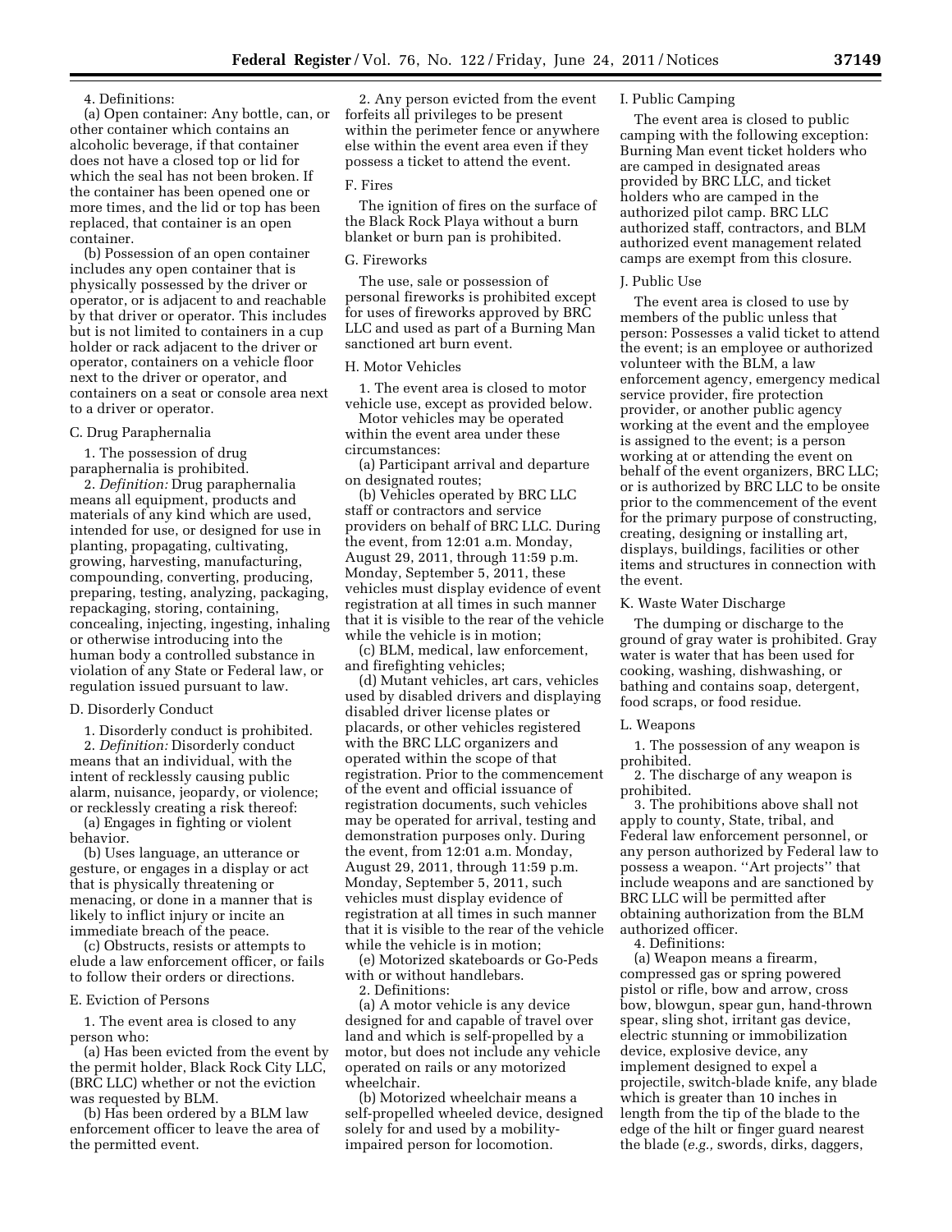4. Definitions:

(a) Open container: Any bottle, can, or other container which contains an alcoholic beverage, if that container does not have a closed top or lid for which the seal has not been broken. If the container has been opened one or more times, and the lid or top has been replaced, that container is an open container.

(b) Possession of an open container includes any open container that is physically possessed by the driver or operator, or is adjacent to and reachable by that driver or operator. This includes but is not limited to containers in a cup holder or rack adjacent to the driver or operator, containers on a vehicle floor next to the driver or operator, and containers on a seat or console area next to a driver or operator.

C. Drug Paraphernalia

1. The possession of drug paraphernalia is prohibited.

2. *Definition:* Drug paraphernalia means all equipment, products and materials of any kind which are used, intended for use, or designed for use in planting, propagating, cultivating, growing, harvesting, manufacturing, compounding, converting, producing, preparing, testing, analyzing, packaging, repackaging, storing, containing, concealing, injecting, ingesting, inhaling or otherwise introducing into the human body a controlled substance in violation of any State or Federal law, or regulation issued pursuant to law.

D. Disorderly Conduct

1. Disorderly conduct is prohibited.

2. *Definition:* Disorderly conduct means that an individual, with the intent of recklessly causing public alarm, nuisance, jeopardy, or violence; or recklessly creating a risk thereof:

(a) Engages in fighting or violent behavior.

(b) Uses language, an utterance or gesture, or engages in a display or act that is physically threatening or menacing, or done in a manner that is likely to inflict injury or incite an immediate breach of the peace.

(c) Obstructs, resists or attempts to elude a law enforcement officer, or fails to follow their orders or directions.

E. Eviction of Persons

1. The event area is closed to any person who:

(a) Has been evicted from the event by the permit holder, Black Rock City LLC, (BRC LLC) whether or not the eviction was requested by BLM.

(b) Has been ordered by a BLM law enforcement officer to leave the area of the permitted event.

2. Any person evicted from the event forfeits all privileges to be present within the perimeter fence or anywhere else within the event area even if they possess a ticket to attend the event.

F. Fires

The ignition of fires on the surface of the Black Rock Playa without a burn blanket or burn pan is prohibited.

G. Fireworks

The use, sale or possession of personal fireworks is prohibited except for uses of fireworks approved by BRC LLC and used as part of a Burning Man sanctioned art burn event.

H. Motor Vehicles

1. The event area is closed to motor vehicle use, except as provided below.

Motor vehicles may be operated within the event area under these circumstances:

(a) Participant arrival and departure on designated routes;

(b) Vehicles operated by BRC LLC staff or contractors and service providers on behalf of BRC LLC. During the event, from 12:01 a.m. Monday, August 29, 2011, through 11:59 p.m. Monday, September 5, 2011, these vehicles must display evidence of event registration at all times in such manner that it is visible to the rear of the vehicle while the vehicle is in motion;

(c) BLM, medical, law enforcement, and firefighting vehicles;

(d) Mutant vehicles, art cars, vehicles used by disabled drivers and displaying disabled driver license plates or placards, or other vehicles registered with the BRC LLC organizers and operated within the scope of that registration. Prior to the commencement of the event and official issuance of registration documents, such vehicles may be operated for arrival, testing and demonstration purposes only. During the event, from 12:01 a.m. Monday, August 29, 2011, through 11:59 p.m. Monday, September 5, 2011, such vehicles must display evidence of registration at all times in such manner that it is visible to the rear of the vehicle while the vehicle is in motion;

(e) Motorized skateboards or Go-Peds with or without handlebars.

2. Definitions:

(a) A motor vehicle is any device designed for and capable of travel over land and which is self-propelled by a motor, but does not include any vehicle operated on rails or any motorized wheelchair.

(b) Motorized wheelchair means a self-propelled wheeled device, designed solely for and used by a mobility-impaired person for locomotion.

I. Public Camping

The event area is closed to public camping with the following exception: Burning Man event ticket holders who are camped in designated areas provided by BRC LLC, and ticket holders who are camped in the authorized pilot camp. BRC LLC authorized staff, contractors, and BLM authorized event management related camps are exempt from this closure.

J. Public Use

The event area is closed to use by members of the public unless that person: Possesses a valid ticket to attend the event; is an employee or authorized volunteer with the BLM, a law enforcement agency, emergency medical service provider, fire protection provider, or another public agency working at the event and the employee is assigned to the event; is a person working at or attending the event on behalf of the event organizers, BRC LLC; or is authorized by BRC LLC to be onsite prior to the commencement of the event for the primary purpose of constructing, creating, designing or installing art, displays, buildings, facilities or other items and structures in connection with the event.

K. Waste Water Discharge

The dumping or discharge to the ground of gray water is prohibited. Gray water is water that has been used for cooking, washing, dishwashing, or bathing and contains soap, detergent, food scraps, or food residue.

L. Weapons

1. The possession of any weapon is prohibited.

2. The discharge of any weapon is prohibited.

3. The prohibitions above shall not apply to county, State, tribal, and Federal law enforcement personnel, or any person authorized by Federal law to possess a weapon. ''Art projects'' that include weapons and are sanctioned by BRC LLC will be permitted after obtaining authorization from the BLM authorized officer.

4. Definitions:

(a) Weapon means a firearm, compressed gas or spring powered pistol or rifle, bow and arrow, cross bow, blowgun, spear gun, hand-thrown spear, sling shot, irritant gas device, electric stunning or immobilization device, explosive device, any implement designed to expel a projectile, switch-blade knife, any blade which is greater than 10 inches in length from the tip of the blade to the edge of the hilt or finger guard nearest the blade (*e.g.,* swords, dirks, daggers,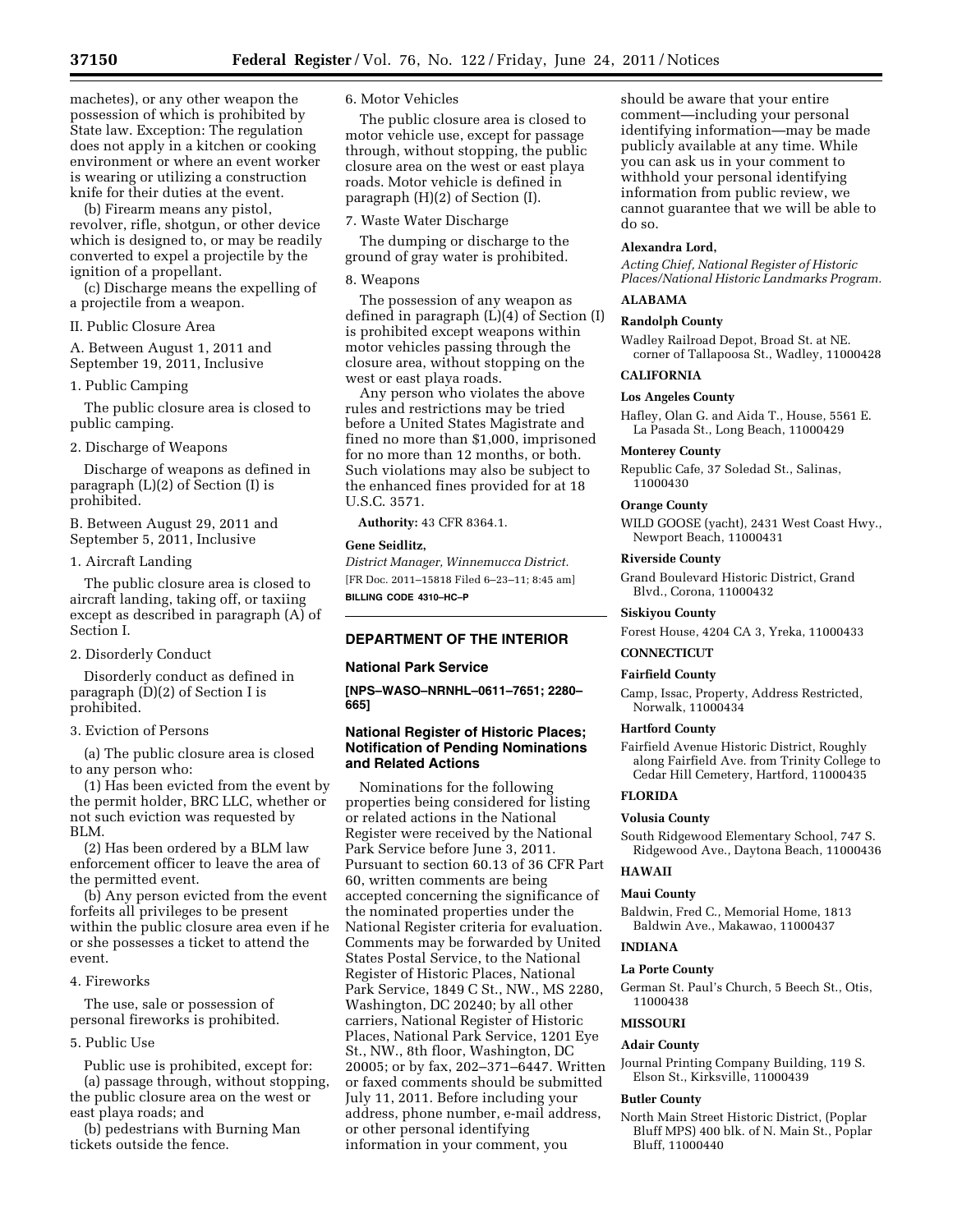machetes), or any other weapon the possession of which is prohibited by State law. Exception: The regulation does not apply in a kitchen or cooking environment or where an event worker is wearing or utilizing a construction knife for their duties at the event.

(b) Firearm means any pistol, revolver, rifle, shotgun, or other device which is designed to, or may be readily converted to expel a projectile by the ignition of a propellant.

(c) Discharge means the expelling of a projectile from a weapon.

II. Public Closure Area

A. Between August 1, 2011 and September 19, 2011, Inclusive

1. Public Camping

The public closure area is closed to public camping.

2. Discharge of Weapons

Discharge of weapons as defined in paragraph (L)(2) of Section (I) is prohibited.

B. Between August 29, 2011 and September 5, 2011, Inclusive

1. Aircraft Landing

The public closure area is closed to aircraft landing, taking off, or taxiing except as described in paragraph (A) of Section I.

2. Disorderly Conduct

Disorderly conduct as defined in paragraph (D)(2) of Section I is prohibited.

3. Eviction of Persons

(a) The public closure area is closed to any person who:

(1) Has been evicted from the event by the permit holder, BRC LLC, whether or not such eviction was requested by BLM.

(2) Has been ordered by a BLM law enforcement officer to leave the area of the permitted event.

(b) Any person evicted from the event forfeits all privileges to be present within the public closure area even if he or she possesses a ticket to attend the event.

4. Fireworks

The use, sale or possession of personal fireworks is prohibited.

5. Public Use

Public use is prohibited, except for:

(a) passage through, without stopping, the public closure area on the west or east playa roads; and

(b) pedestrians with Burning Man tickets outside the fence.

6. Motor Vehicles

The public closure area is closed to motor vehicle use, except for passage through, without stopping, the public closure area on the west or east playa roads. Motor vehicle is defined in paragraph (H)(2) of Section (I).

7. Waste Water Discharge

The dumping or discharge to the ground of gray water is prohibited.

8. Weapons

The possession of any weapon as defined in paragraph (L)(4) of Section (I) is prohibited except weapons within motor vehicles passing through the closure area, without stopping on the west or east playa roads.

Any person who violates the above rules and restrictions may be tried before a United States Magistrate and fined no more than $1,000, imprisoned for no more than 12 months, or both. Such violations may also be subject to the enhanced fines provided for at 18 U.S.C. 3571.

**Authority:** 43 CFR 8364.1.

**Gene Seidlitz,**

*District Manager, Winnemucca District.*

[FR Doc. 2011–15818 Filed 6–23–11; 8:45 am]

**BILLING CODE 4310–HC–P**

## DEPARTMENT OF THE INTERIOR

### National Park Service

**[NPS–WASO–NRNHL–0611–7651; 2280–665]**

### National Register of Historic Places; Notification of Pending Nominations and Related Actions

Nominations for the following properties being considered for listing or related actions in the National Register were received by the National Park Service before June 3, 2011. Pursuant to section 60.13 of 36 CFR Part 60, written comments are being accepted concerning the significance of the nominated properties under the National Register criteria for evaluation. Comments may be forwarded by United States Postal Service, to the National Register of Historic Places, National Park Service, 1849 C St., NW., MS 2280, Washington, DC 20240; by all other carriers, National Register of Historic Places, National Park Service, 1201 Eye St., NW., 8th floor, Washington, DC 20005; or by fax, 202–371–6447. Written or faxed comments should be submitted July 11, 2011. Before including your address, phone number, e-mail address, or other personal identifying information in your comment, you should be aware that your entire comment—including your personal identifying information—may be made publicly available at any time. While you can ask us in your comment to withhold your personal identifying information from public review, we cannot guarantee that we will be able to do so.

**Alexandra Lord,**

*Acting Chief, National Register of Historic Places/National Historic Landmarks Program.*

**ALABAMA**

**Randolph County**

Wadley Railroad Depot, Broad St. at NE. corner of Tallapoosa St., Wadley, 11000428

**CALIFORNIA**

**Los Angeles County**

Hafley, Olan G. and Aida T., House, 5561 E. La Pasada St., Long Beach, 11000429

**Monterey County**

Republic Cafe, 37 Soledad St., Salinas, 11000430

**Orange County**

WILD GOOSE (yacht), 2431 West Coast Hwy., Newport Beach, 11000431

**Riverside County**

Grand Boulevard Historic District, Grand Blvd., Corona, 11000432

**Siskiyou County**

Forest House, 4204 CA 3, Yreka, 11000433

**CONNECTICUT**

**Fairfield County**

Camp, Issac, Property, Address Restricted, Norwalk, 11000434

**Hartford County**

Fairfield Avenue Historic District, Roughly along Fairfield Ave. from Trinity College to Cedar Hill Cemetery, Hartford, 11000435

**FLORIDA**

**Volusia County**

South Ridgewood Elementary School, 747 S. Ridgewood Ave., Daytona Beach, 11000436

**HAWAII**

**Maui County**

Baldwin, Fred C., Memorial Home, 1813 Baldwin Ave., Makawao, 11000437

**INDIANA**

**La Porte County**

German St. Paul's Church, 5 Beech St., Otis, 11000438

**MISSOURI**

**Adair County**

Journal Printing Company Building, 119 S. Elson St., Kirksville, 11000439

**Butler County**

North Main Street Historic District, (Poplar Bluff MPS) 400 blk. of N. Main St., Poplar Bluff, 11000440